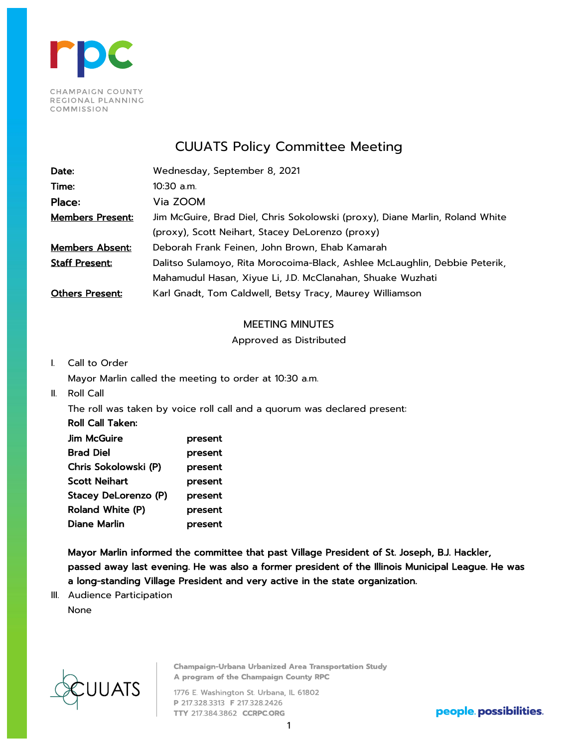CHAMPAIGN COUNTY REGIONAL PLANNING COMMISSION

# CUUATS Policy Committee Meeting

**Date:** Wednesday, September 8, 2021
**Time:** 10:30 a.m.
**Place:** Via ZOOM
**Members Present:** Jim McGuire, Brad Diel, Chris Sokolowski (proxy), Diane Marlin, Roland White (proxy), Scott Neihart, Stacey DeLorenzo (proxy)
**Members Absent:** Deborah Frank Feinen, John Brown, Ehab Kamarah
**Staff Present:** Dalitso Sulamoyo, Rita Morocoima-Black, Ashlee McLaughlin, Debbie Peterik, Mahamudul Hasan, Xiyue Li, J.D. McClanahan, Shuake Wuzhati
**Others Present:** Karl Gnadt, Tom Caldwell, Betsy Tracy, Maurey Williamson

## MEETING MINUTES

Approved as Distributed

I. Call to Order

Mayor Marlin called the meeting to order at 10:30 a.m.

II. Roll Call

The roll was taken by voice roll call and a quorum was declared present:

**Roll Call Taken:**

| | |
|---|---|
| **Jim McGuire** | **present** |
| **Brad Diel** | **present** |
| **Chris Sokolowski (P)** | **present** |
| **Scott Neihart** | **present** |
| **Stacey DeLorenzo (P)** | **present** |
| **Roland White (P)** | **present** |
| **Diane Marlin** | **present** |

**Mayor Marlin informed the committee that past Village President of St. Joseph, B.J. Hackler, passed away last evening. He was also a former president of the Illinois Municipal League. He was a long-standing Village President and very active in the state organization.**

III. Audience Participation

None

Champaign-Urbana Urbanized Area Transportation Study
A program of the Champaign County RPC

1776 E. Washington St. Urbana, IL 61802
P 217.328.3313 F 217.328.2426
TTY 217.384.3862 CCRPC.ORG

people. possibilities.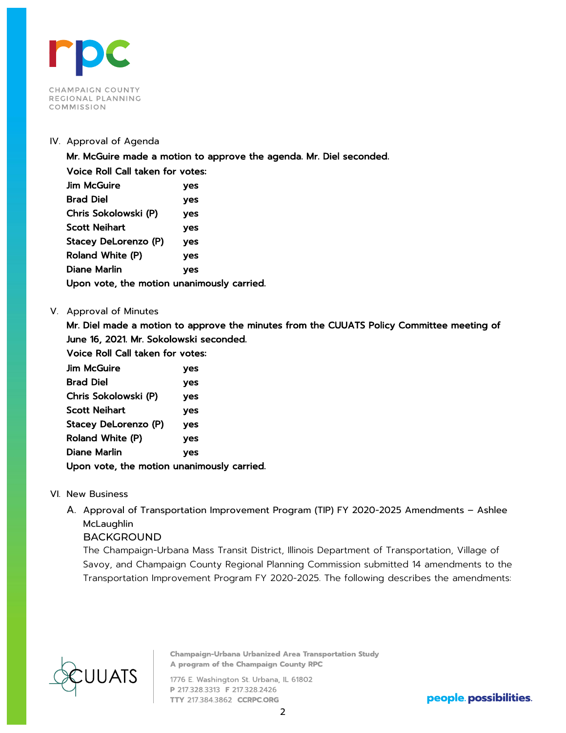IV. Approval of Agenda

**Mr. McGuire made a motion to approve the agenda. Mr. Diel seconded.**

**Voice Roll Call taken for votes:**

| | |
|---|---|
| **Jim McGuire** | **yes** |
| **Brad Diel** | **yes** |
| **Chris Sokolowski (P)** | **yes** |
| **Scott Neihart** | **yes** |
| **Stacey DeLorenzo (P)** | **yes** |
| **Roland White (P)** | **yes** |
| **Diane Marlin** | **yes** |

**Upon vote, the motion unanimously carried.**

V. Approval of Minutes

**Mr. Diel made a motion to approve the minutes from the CUUATS Policy Committee meeting of June 16, 2021. Mr. Sokolowski seconded.**

**Voice Roll Call taken for votes:**

| | |
|---|---|
| **Jim McGuire** | **yes** |
| **Brad Diel** | **yes** |
| **Chris Sokolowski (P)** | **yes** |
| **Scott Neihart** | **yes** |
| **Stacey DeLorenzo (P)** | **yes** |
| **Roland White (P)** | **yes** |
| **Diane Marlin** | **yes** |

**Upon vote, the motion unanimously carried.**

VI. New Business

A. Approval of Transportation Improvement Program (TIP) FY 2020-2025 Amendments – Ashlee McLaughlin

BACKGROUND

The Champaign-Urbana Mass Transit District, Illinois Department of Transportation, Village of Savoy, and Champaign County Regional Planning Commission submitted 14 amendments to the Transportation Improvement Program FY 2020-2025. The following describes the amendments: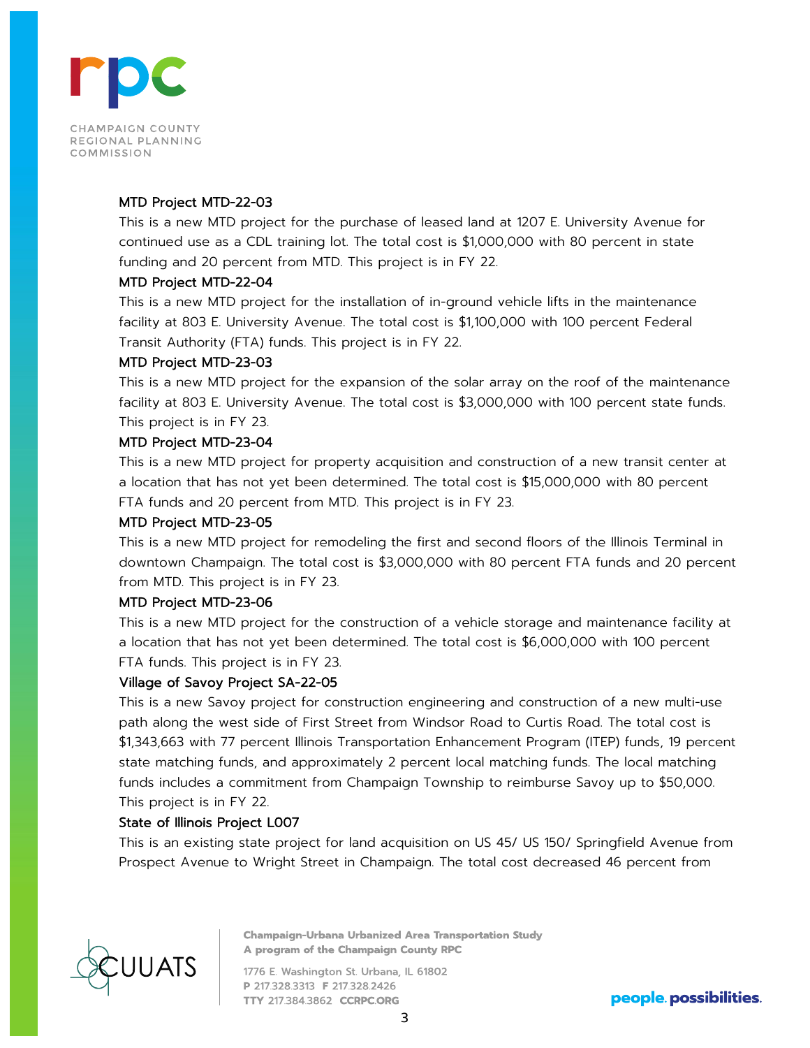**MTD Project MTD-22-03**

This is a new MTD project for the purchase of leased land at 1207 E. University Avenue for continued use as a CDL training lot. The total cost is $1,000,000 with 80 percent in state funding and 20 percent from MTD. This project is in FY 22.

**MTD Project MTD-22-04**

This is a new MTD project for the installation of in-ground vehicle lifts in the maintenance facility at 803 E. University Avenue. The total cost is $1,100,000 with 100 percent Federal Transit Authority (FTA) funds. This project is in FY 22.

**MTD Project MTD-23-03**

This is a new MTD project for the expansion of the solar array on the roof of the maintenance facility at 803 E. University Avenue. The total cost is $3,000,000 with 100 percent state funds. This project is in FY 23.

**MTD Project MTD-23-04**

This is a new MTD project for property acquisition and construction of a new transit center at a location that has not yet been determined. The total cost is $15,000,000 with 80 percent FTA funds and 20 percent from MTD. This project is in FY 23.

**MTD Project MTD-23-05**

This is a new MTD project for remodeling the first and second floors of the Illinois Terminal in downtown Champaign. The total cost is $3,000,000 with 80 percent FTA funds and 20 percent from MTD. This project is in FY 23.

**MTD Project MTD-23-06**

This is a new MTD project for the construction of a vehicle storage and maintenance facility at a location that has not yet been determined. The total cost is $6,000,000 with 100 percent FTA funds. This project is in FY 23.

**Village of Savoy Project SA-22-05**

This is a new Savoy project for construction engineering and construction of a new multi-use path along the west side of First Street from Windsor Road to Curtis Road. The total cost is $1,343,663 with 77 percent Illinois Transportation Enhancement Program (ITEP) funds, 19 percent state matching funds, and approximately 2 percent local matching funds. The local matching funds includes a commitment from Champaign Township to reimburse Savoy up to $50,000. This project is in FY 22.

**State of Illinois Project L007**

This is an existing state project for land acquisition on US 45/ US 150/ Springfield Avenue from Prospect Avenue to Wright Street in Champaign. The total cost decreased 46 percent from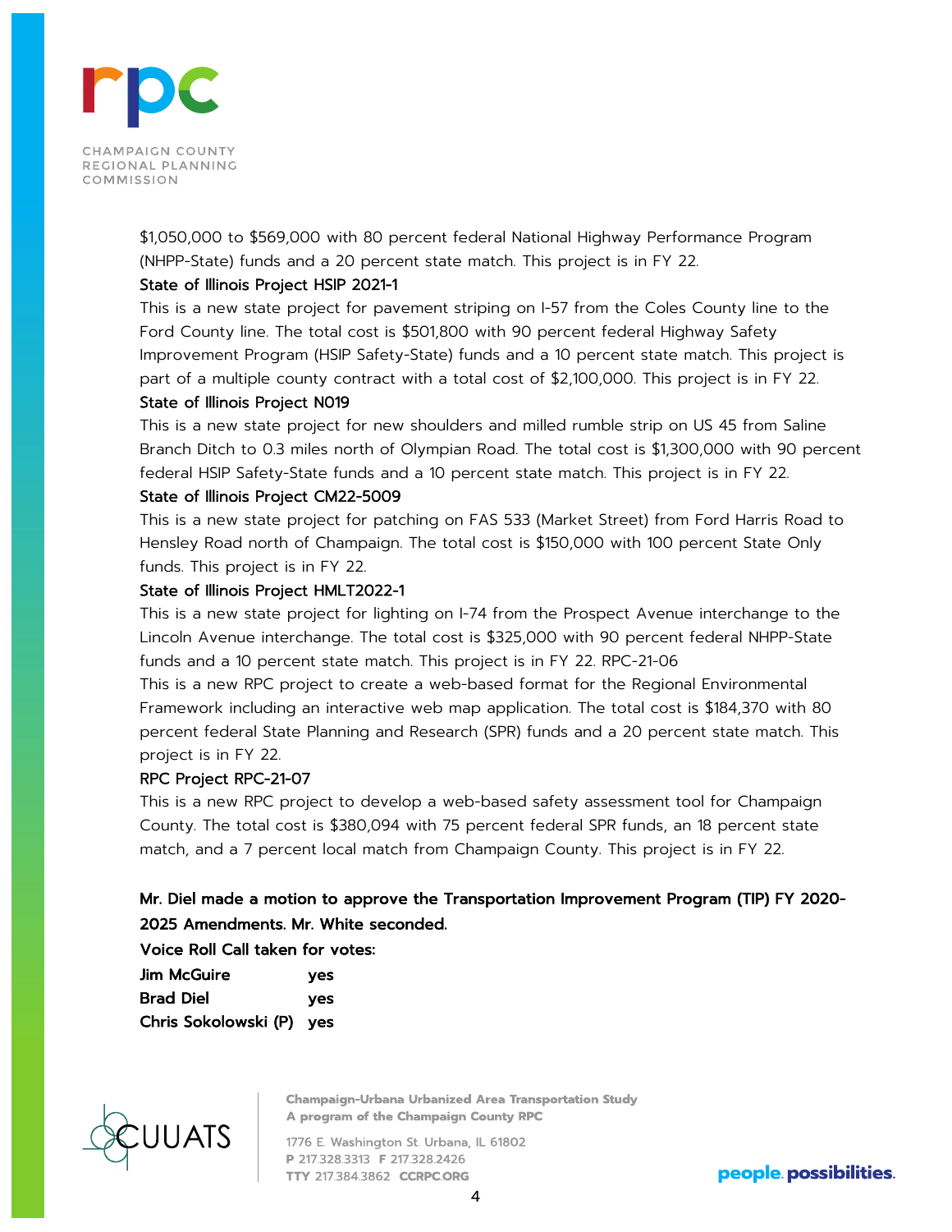$1,050,000 to $569,000 with 80 percent federal National Highway Performance Program (NHPP-State) funds and a 20 percent state match. This project is in FY 22.

**State of Illinois Project HSIP 2021-1**

This is a new state project for pavement striping on I-57 from the Coles County line to the Ford County line. The total cost is $501,800 with 90 percent federal Highway Safety Improvement Program (HSIP Safety-State) funds and a 10 percent state match. This project is part of a multiple county contract with a total cost of $2,100,000. This project is in FY 22.

**State of Illinois Project N019**

This is a new state project for new shoulders and milled rumble strip on US 45 from Saline Branch Ditch to 0.3 miles north of Olympian Road. The total cost is $1,300,000 with 90 percent federal HSIP Safety-State funds and a 10 percent state match. This project is in FY 22.

**State of Illinois Project CM22-5009**

This is a new state project for patching on FAS 533 (Market Street) from Ford Harris Road to Hensley Road north of Champaign. The total cost is $150,000 with 100 percent State Only funds. This project is in FY 22.

**State of Illinois Project HMLT2022-1**

This is a new state project for lighting on I-74 from the Prospect Avenue interchange to the Lincoln Avenue interchange. The total cost is $325,000 with 90 percent federal NHPP-State funds and a 10 percent state match. This project is in FY 22. RPC-21-06

This is a new RPC project to create a web-based format for the Regional Environmental Framework including an interactive web map application. The total cost is $184,370 with 80 percent federal State Planning and Research (SPR) funds and a 20 percent state match. This project is in FY 22.

**RPC Project RPC-21-07**

This is a new RPC project to develop a web-based safety assessment tool for Champaign County. The total cost is $380,094 with 75 percent federal SPR funds, an 18 percent state match, and a 7 percent local match from Champaign County. This project is in FY 22.

**Mr. Diel made a motion to approve the Transportation Improvement Program (TIP) FY 2020-2025 Amendments. Mr. White seconded.**

**Voice Roll Call taken for votes:**

| | |
|---|---|
| **Jim McGuire** | **yes** |
| **Brad Diel** | **yes** |
| **Chris Sokolowski (P)** | **yes** |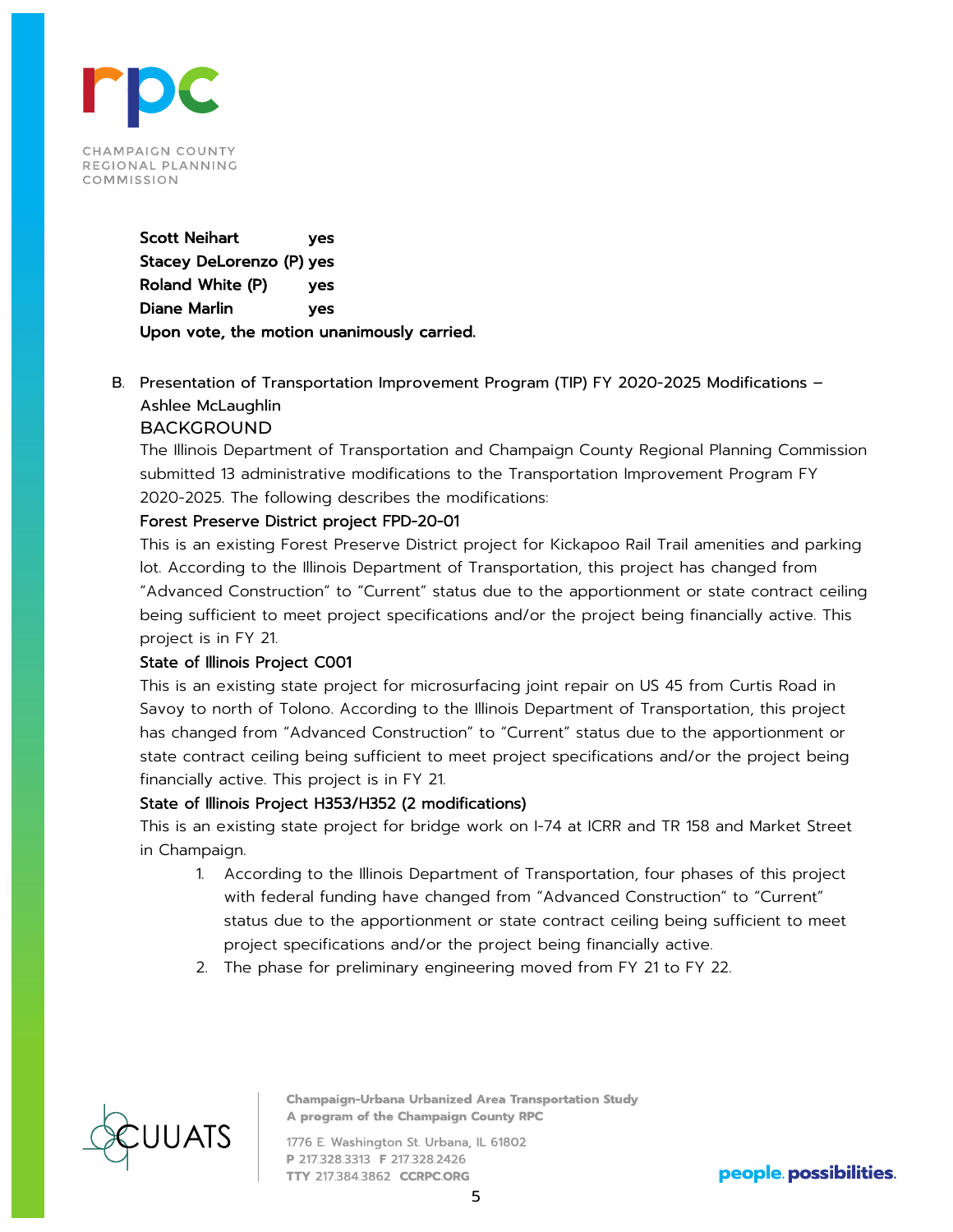**Scott Neihart yes**
**Stacey DeLorenzo (P) yes**
**Roland White (P) yes**
**Diane Marlin yes**
**Upon vote, the motion unanimously carried.**

B. Presentation of Transportation Improvement Program (TIP) FY 2020-2025 Modifications – Ashlee McLaughlin

BACKGROUND

The Illinois Department of Transportation and Champaign County Regional Planning Commission submitted 13 administrative modifications to the Transportation Improvement Program FY 2020-2025. The following describes the modifications:

**Forest Preserve District project FPD-20-01**

This is an existing Forest Preserve District project for Kickapoo Rail Trail amenities and parking lot. According to the Illinois Department of Transportation, this project has changed from "Advanced Construction" to "Current" status due to the apportionment or state contract ceiling being sufficient to meet project specifications and/or the project being financially active. This project is in FY 21.

**State of Illinois Project C001**

This is an existing state project for microsurfacing joint repair on US 45 from Curtis Road in Savoy to north of Tolono. According to the Illinois Department of Transportation, this project has changed from "Advanced Construction" to "Current" status due to the apportionment or state contract ceiling being sufficient to meet project specifications and/or the project being financially active. This project is in FY 21.

**State of Illinois Project H353/H352 (2 modifications)**

This is an existing state project for bridge work on I-74 at ICRR and TR 158 and Market Street in Champaign.

1. According to the Illinois Department of Transportation, four phases of this project with federal funding have changed from "Advanced Construction" to "Current" status due to the apportionment or state contract ceiling being sufficient to meet project specifications and/or the project being financially active.
2. The phase for preliminary engineering moved from FY 21 to FY 22.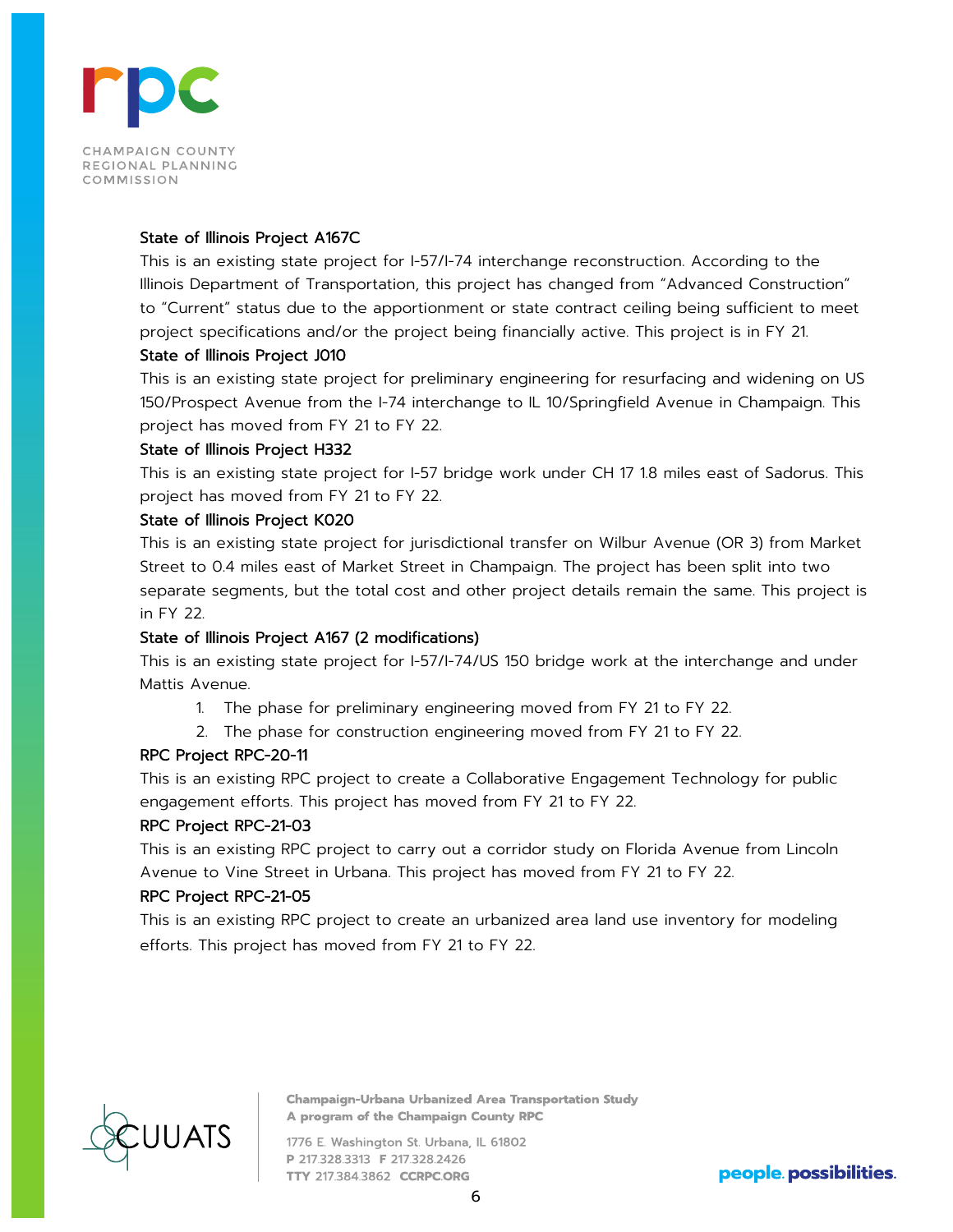**State of Illinois Project A167C**

This is an existing state project for I-57/I-74 interchange reconstruction. According to the Illinois Department of Transportation, this project has changed from "Advanced Construction" to "Current" status due to the apportionment or state contract ceiling being sufficient to meet project specifications and/or the project being financially active. This project is in FY 21.

**State of Illinois Project J010**

This is an existing state project for preliminary engineering for resurfacing and widening on US 150/Prospect Avenue from the I-74 interchange to IL 10/Springfield Avenue in Champaign. This project has moved from FY 21 to FY 22.

**State of Illinois Project H332**

This is an existing state project for I-57 bridge work under CH 17 1.8 miles east of Sadorus. This project has moved from FY 21 to FY 22.

**State of Illinois Project K020**

This is an existing state project for jurisdictional transfer on Wilbur Avenue (OR 3) from Market Street to 0.4 miles east of Market Street in Champaign. The project has been split into two separate segments, but the total cost and other project details remain the same. This project is in FY 22.

**State of Illinois Project A167 (2 modifications)**

This is an existing state project for I-57/I-74/US 150 bridge work at the interchange and under Mattis Avenue.

1. The phase for preliminary engineering moved from FY 21 to FY 22.
2. The phase for construction engineering moved from FY 21 to FY 22.

**RPC Project RPC-20-11**

This is an existing RPC project to create a Collaborative Engagement Technology for public engagement efforts. This project has moved from FY 21 to FY 22.

**RPC Project RPC-21-03**

This is an existing RPC project to carry out a corridor study on Florida Avenue from Lincoln Avenue to Vine Street in Urbana. This project has moved from FY 21 to FY 22.

**RPC Project RPC-21-05**

This is an existing RPC project to create an urbanized area land use inventory for modeling efforts. This project has moved from FY 21 to FY 22.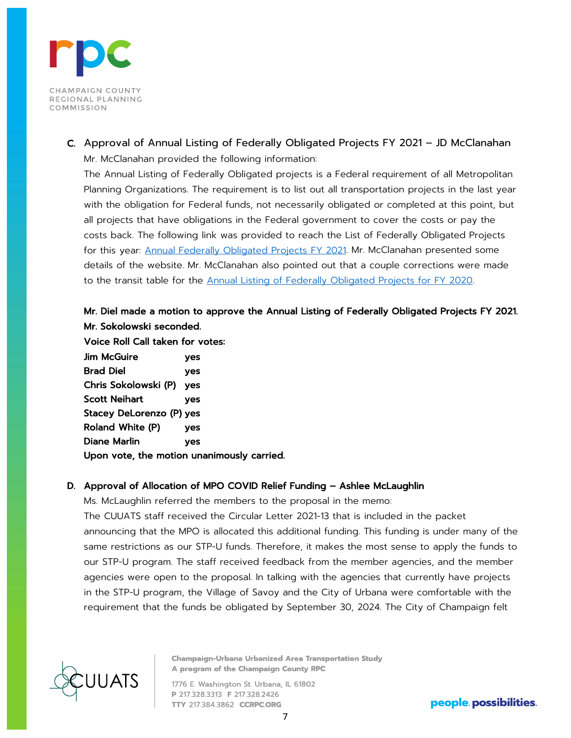C. Approval of Annual Listing of Federally Obligated Projects FY 2021 – JD McClanahan

Mr. McClanahan provided the following information:

The Annual Listing of Federally Obligated projects is a Federal requirement of all Metropolitan Planning Organizations. The requirement is to list out all transportation projects in the last year with the obligation for Federal funds, not necessarily obligated or completed at this point, but all projects that have obligations in the Federal government to cover the costs or pay the costs back. The following link was provided to reach the List of Federally Obligated Projects for this year: Annual Federally Obligated Projects FY 2021. Mr. McClanahan presented some details of the website. Mr. McClanahan also pointed out that a couple corrections were made to the transit table for the Annual Listing of Federally Obligated Projects for FY 2020.

**Mr. Diel made a motion to approve the Annual Listing of Federally Obligated Projects FY 2021. Mr. Sokolowski seconded.**

**Voice Roll Call taken for votes:**

**Jim McGuire yes**
**Brad Diel yes**
**Chris Sokolowski (P) yes**
**Scott Neihart yes**
**Stacey DeLorenzo (P) yes**
**Roland White (P) yes**
**Diane Marlin yes**

**Upon vote, the motion unanimously carried.**

D. **Approval of Allocation of MPO COVID Relief Funding – Ashlee McLaughlin**

Ms. McLaughlin referred the members to the proposal in the memo:

The CUUATS staff received the Circular Letter 2021-13 that is included in the packet announcing that the MPO is allocated this additional funding. This funding is under many of the same restrictions as our STP-U funds. Therefore, it makes the most sense to apply the funds to our STP-U program. The staff received feedback from the member agencies, and the member agencies were open to the proposal. In talking with the agencies that currently have projects in the STP-U program, the Village of Savoy and the City of Urbana were comfortable with the requirement that the funds be obligated by September 30, 2024. The City of Champaign felt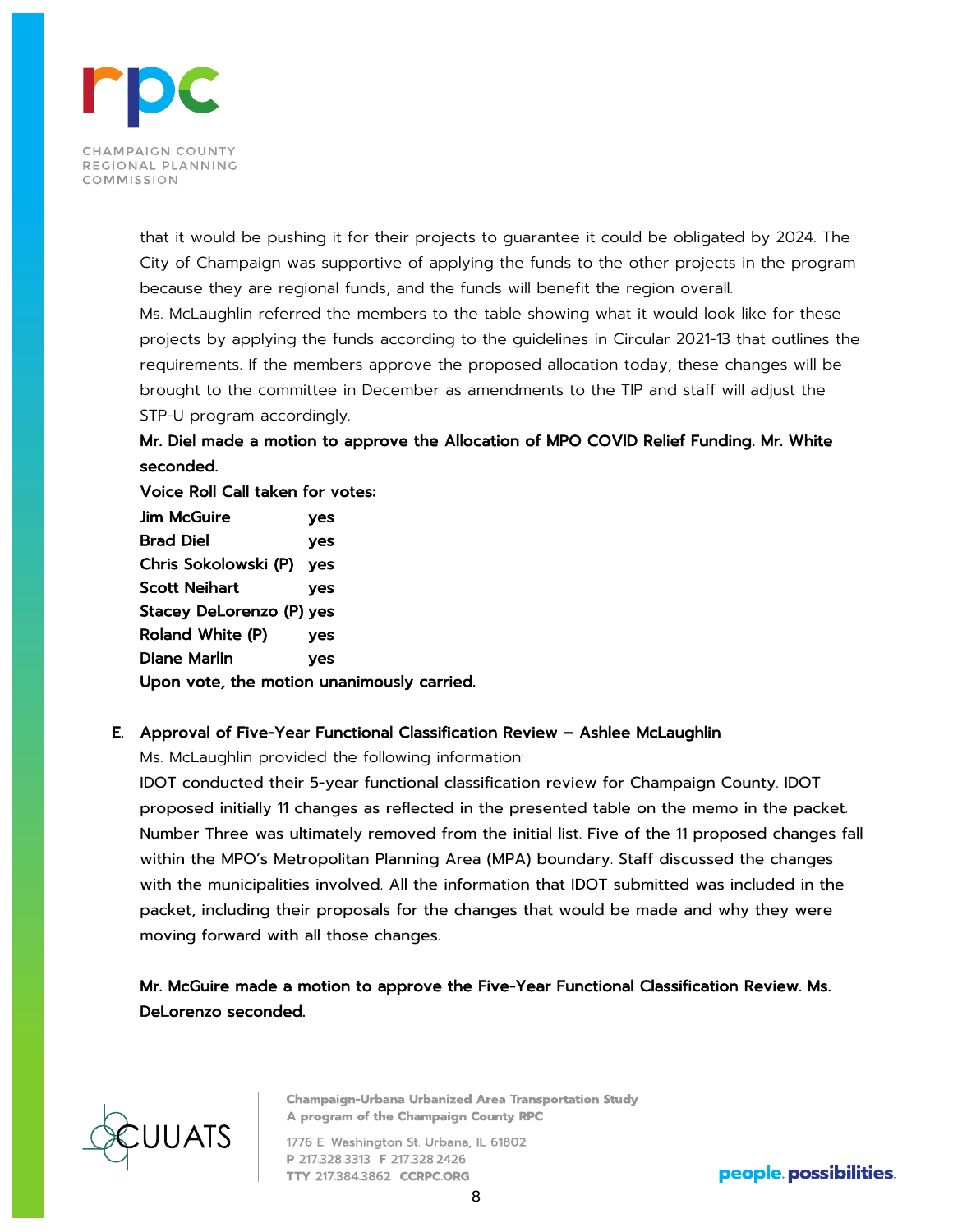that it would be pushing it for their projects to guarantee it could be obligated by 2024. The City of Champaign was supportive of applying the funds to the other projects in the program because they are regional funds, and the funds will benefit the region overall.

Ms. McLaughlin referred the members to the table showing what it would look like for these projects by applying the funds according to the guidelines in Circular 2021-13 that outlines the requirements. If the members approve the proposed allocation today, these changes will be brought to the committee in December as amendments to the TIP and staff will adjust the STP-U program accordingly.

**Mr. Diel made a motion to approve the Allocation of MPO COVID Relief Funding. Mr. White seconded.**

**Voice Roll Call taken for votes:**

| | |
|---|---|
| **Jim McGuire** | **yes** |
| **Brad Diel** | **yes** |
| **Chris Sokolowski (P)** | **yes** |
| **Scott Neihart** | **yes** |
| **Stacey DeLorenzo (P)** | **yes** |
| **Roland White (P)** | **yes** |
| **Diane Marlin** | **yes** |

**Upon vote, the motion unanimously carried.**

**E. Approval of Five-Year Functional Classification Review – Ashlee McLaughlin**

Ms. McLaughlin provided the following information:

IDOT conducted their 5-year functional classification review for Champaign County. IDOT proposed initially 11 changes as reflected in the presented table on the memo in the packet. Number Three was ultimately removed from the initial list. Five of the 11 proposed changes fall within the MPO's Metropolitan Planning Area (MPA) boundary. Staff discussed the changes with the municipalities involved. All the information that IDOT submitted was included in the packet, including their proposals for the changes that would be made and why they were moving forward with all those changes.

**Mr. McGuire made a motion to approve the Five-Year Functional Classification Review. Ms. DeLorenzo seconded.**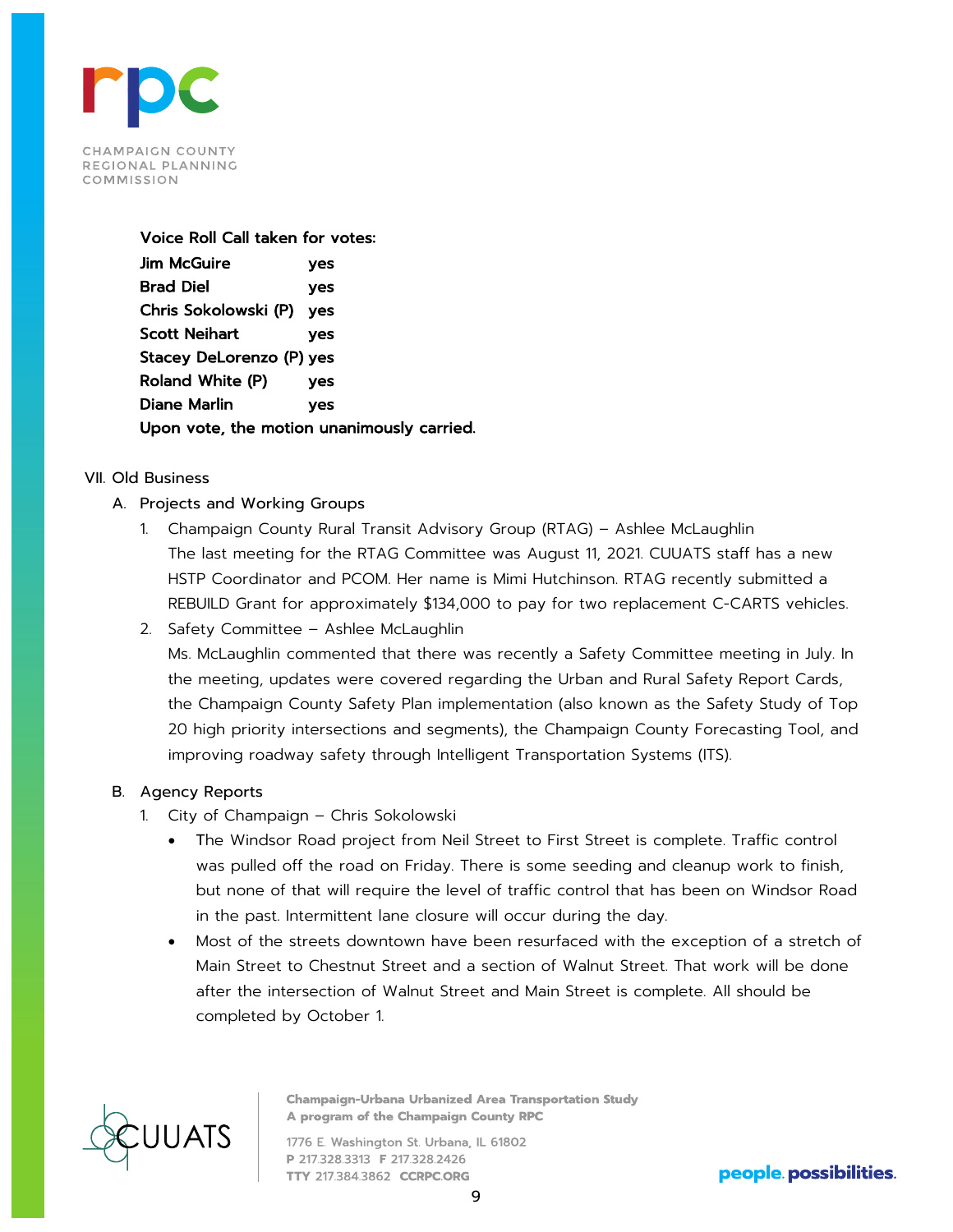**Voice Roll Call taken for votes:**

| | |
|---|---|
| **Jim McGuire** | **yes** |
| **Brad Diel** | **yes** |
| **Chris Sokolowski (P)** | **yes** |
| **Scott Neihart** | **yes** |
| **Stacey DeLorenzo (P)** | **yes** |
| **Roland White (P)** | **yes** |
| **Diane Marlin** | **yes** |

**Upon vote, the motion unanimously carried.**

VII. Old Business

A. Projects and Working Groups

1. Champaign County Rural Transit Advisory Group (RTAG) – Ashlee McLaughlin
   The last meeting for the RTAG Committee was August 11, 2021. CUUATS staff has a new HSTP Coordinator and PCOM. Her name is Mimi Hutchinson. RTAG recently submitted a REBUILD Grant for approximately $134,000 to pay for two replacement C-CARTS vehicles.
2. Safety Committee – Ashlee McLaughlin
   Ms. McLaughlin commented that there was recently a Safety Committee meeting in July. In the meeting, updates were covered regarding the Urban and Rural Safety Report Cards, the Champaign County Safety Plan implementation (also known as the Safety Study of Top 20 high priority intersections and segments), the Champaign County Forecasting Tool, and improving roadway safety through Intelligent Transportation Systems (ITS).

B. Agency Reports

1. City of Champaign – Chris Sokolowski
   - The Windsor Road project from Neil Street to First Street is complete. Traffic control was pulled off the road on Friday. There is some seeding and cleanup work to finish, but none of that will require the level of traffic control that has been on Windsor Road in the past. Intermittent lane closure will occur during the day.
   - Most of the streets downtown have been resurfaced with the exception of a stretch of Main Street to Chestnut Street and a section of Walnut Street. That work will be done after the intersection of Walnut Street and Main Street is complete. All should be completed by October 1.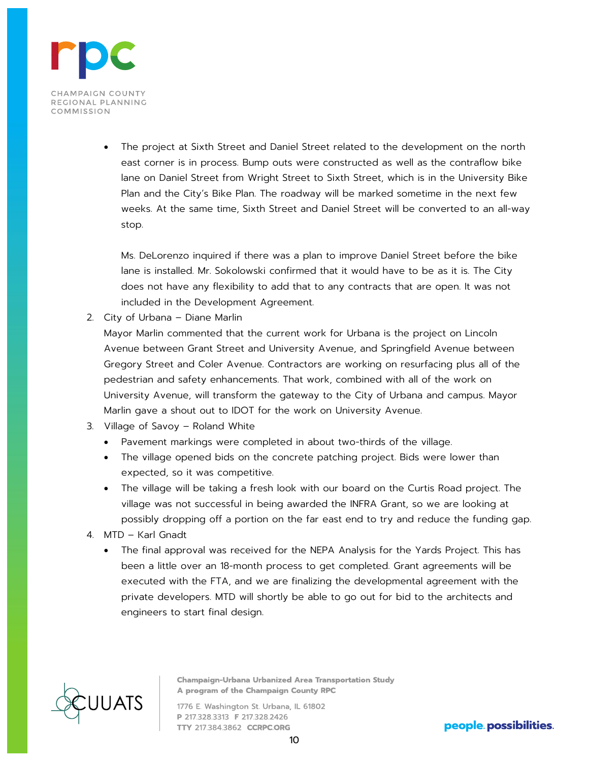- The project at Sixth Street and Daniel Street related to the development on the north east corner is in process. Bump outs were constructed as well as the contraflow bike lane on Daniel Street from Wright Street to Sixth Street, which is in the University Bike Plan and the City's Bike Plan. The roadway will be marked sometime in the next few weeks. At the same time, Sixth Street and Daniel Street will be converted to an all-way stop.

  Ms. DeLorenzo inquired if there was a plan to improve Daniel Street before the bike lane is installed. Mr. Sokolowski confirmed that it would have to be as it is. The City does not have any flexibility to add that to any contracts that are open. It was not included in the Development Agreement.

2. City of Urbana – Diane Marlin

   Mayor Marlin commented that the current work for Urbana is the project on Lincoln Avenue between Grant Street and University Avenue, and Springfield Avenue between Gregory Street and Coler Avenue. Contractors are working on resurfacing plus all of the pedestrian and safety enhancements. That work, combined with all of the work on University Avenue, will transform the gateway to the City of Urbana and campus. Mayor Marlin gave a shout out to IDOT for the work on University Avenue.

3. Village of Savoy – Roland White
   - Pavement markings were completed in about two-thirds of the village.
   - The village opened bids on the concrete patching project. Bids were lower than expected, so it was competitive.
   - The village will be taking a fresh look with our board on the Curtis Road project. The village was not successful in being awarded the INFRA Grant, so we are looking at possibly dropping off a portion on the far east end to try and reduce the funding gap.

4. MTD – Karl Gnadt
   - The final approval was received for the NEPA Analysis for the Yards Project. This has been a little over an 18-month process to get completed. Grant agreements will be executed with the FTA, and we are finalizing the developmental agreement with the private developers. MTD will shortly be able to go out for bid to the architects and engineers to start final design.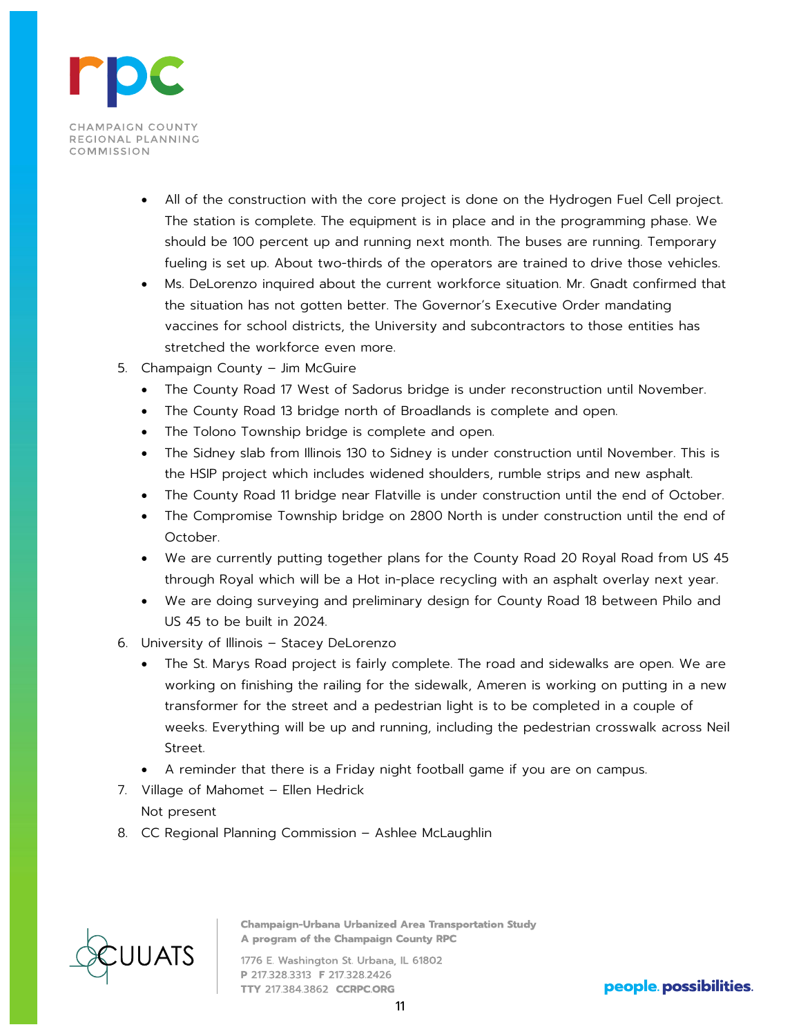- All of the construction with the core project is done on the Hydrogen Fuel Cell project. The station is complete. The equipment is in place and in the programming phase. We should be 100 percent up and running next month. The buses are running. Temporary fueling is set up. About two-thirds of the operators are trained to drive those vehicles.
- Ms. DeLorenzo inquired about the current workforce situation. Mr. Gnadt confirmed that the situation has not gotten better. The Governor's Executive Order mandating vaccines for school districts, the University and subcontractors to those entities has stretched the workforce even more.

5. Champaign County – Jim McGuire
   - The County Road 17 West of Sadorus bridge is under reconstruction until November.
   - The County Road 13 bridge north of Broadlands is complete and open.
   - The Tolono Township bridge is complete and open.
   - The Sidney slab from Illinois 130 to Sidney is under construction until November. This is the HSIP project which includes widened shoulders, rumble strips and new asphalt.
   - The County Road 11 bridge near Flatville is under construction until the end of October.
   - The Compromise Township bridge on 2800 North is under construction until the end of October.
   - We are currently putting together plans for the County Road 20 Royal Road from US 45 through Royal which will be a Hot in-place recycling with an asphalt overlay next year.
   - We are doing surveying and preliminary design for County Road 18 between Philo and US 45 to be built in 2024.
6. University of Illinois – Stacey DeLorenzo
   - The St. Marys Road project is fairly complete. The road and sidewalks are open. We are working on finishing the railing for the sidewalk, Ameren is working on putting in a new transformer for the street and a pedestrian light is to be completed in a couple of weeks. Everything will be up and running, including the pedestrian crosswalk across Neil Street.
   - A reminder that there is a Friday night football game if you are on campus.
7. Village of Mahomet – Ellen Hedrick

   Not present
8. CC Regional Planning Commission – Ashlee McLaughlin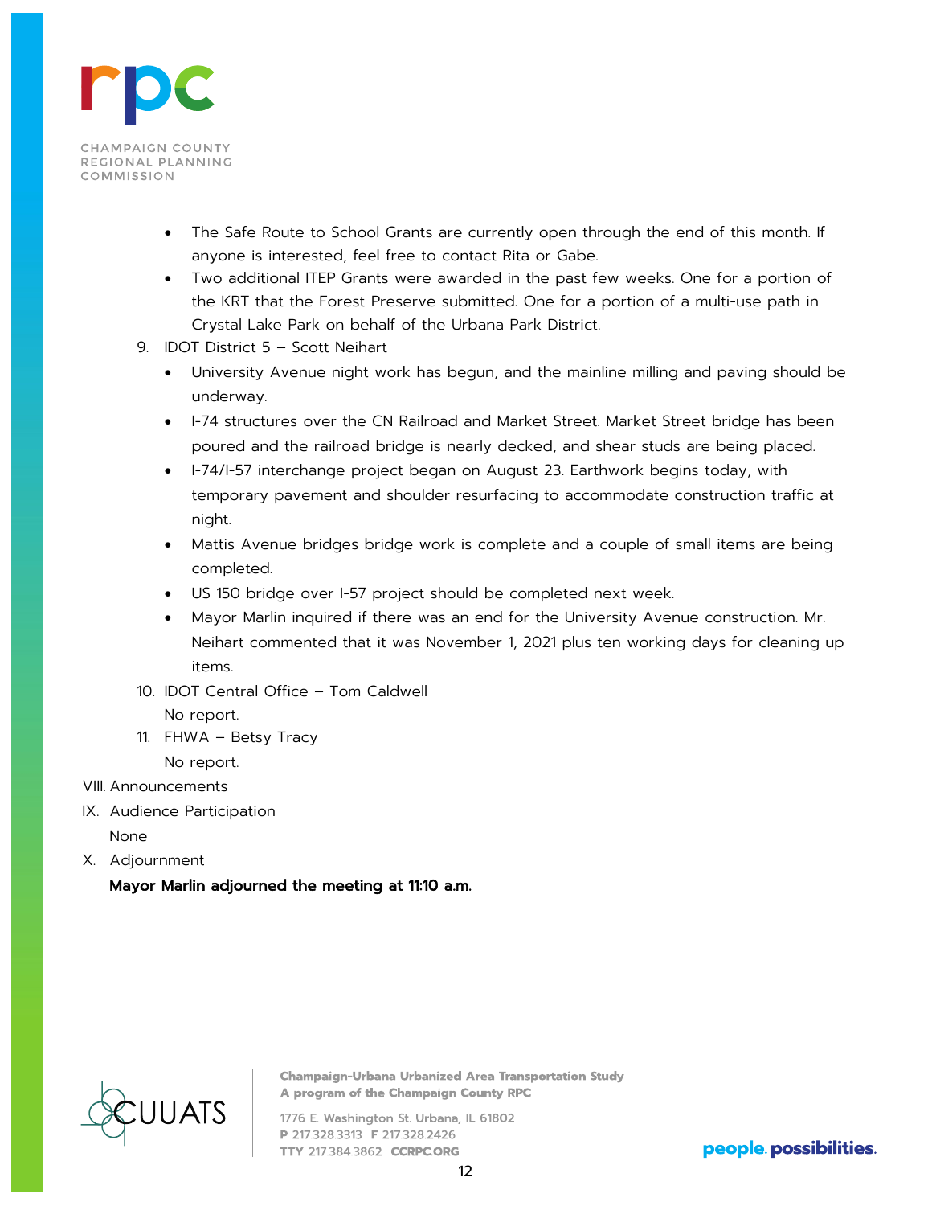- The Safe Route to School Grants are currently open through the end of this month. If anyone is interested, feel free to contact Rita or Gabe.
- Two additional ITEP Grants were awarded in the past few weeks. One for a portion of the KRT that the Forest Preserve submitted. One for a portion of a multi-use path in Crystal Lake Park on behalf of the Urbana Park District.

9. IDOT District 5 – Scott Neihart
   - University Avenue night work has begun, and the mainline milling and paving should be underway.
   - I-74 structures over the CN Railroad and Market Street. Market Street bridge has been poured and the railroad bridge is nearly decked, and shear studs are being placed.
   - I-74/I-57 interchange project began on August 23. Earthwork begins today, with temporary pavement and shoulder resurfacing to accommodate construction traffic at night.
   - Mattis Avenue bridges bridge work is complete and a couple of small items are being completed.
   - US 150 bridge over I-57 project should be completed next week.
   - Mayor Marlin inquired if there was an end for the University Avenue construction. Mr. Neihart commented that it was November 1, 2021 plus ten working days for cleaning up items.
10. IDOT Central Office – Tom Caldwell
    No report.
11. FHWA – Betsy Tracy
    No report.

VIII. Announcements

IX. Audience Participation

None

X. Adjournment

**Mayor Marlin adjourned the meeting at 11:10 a.m.**